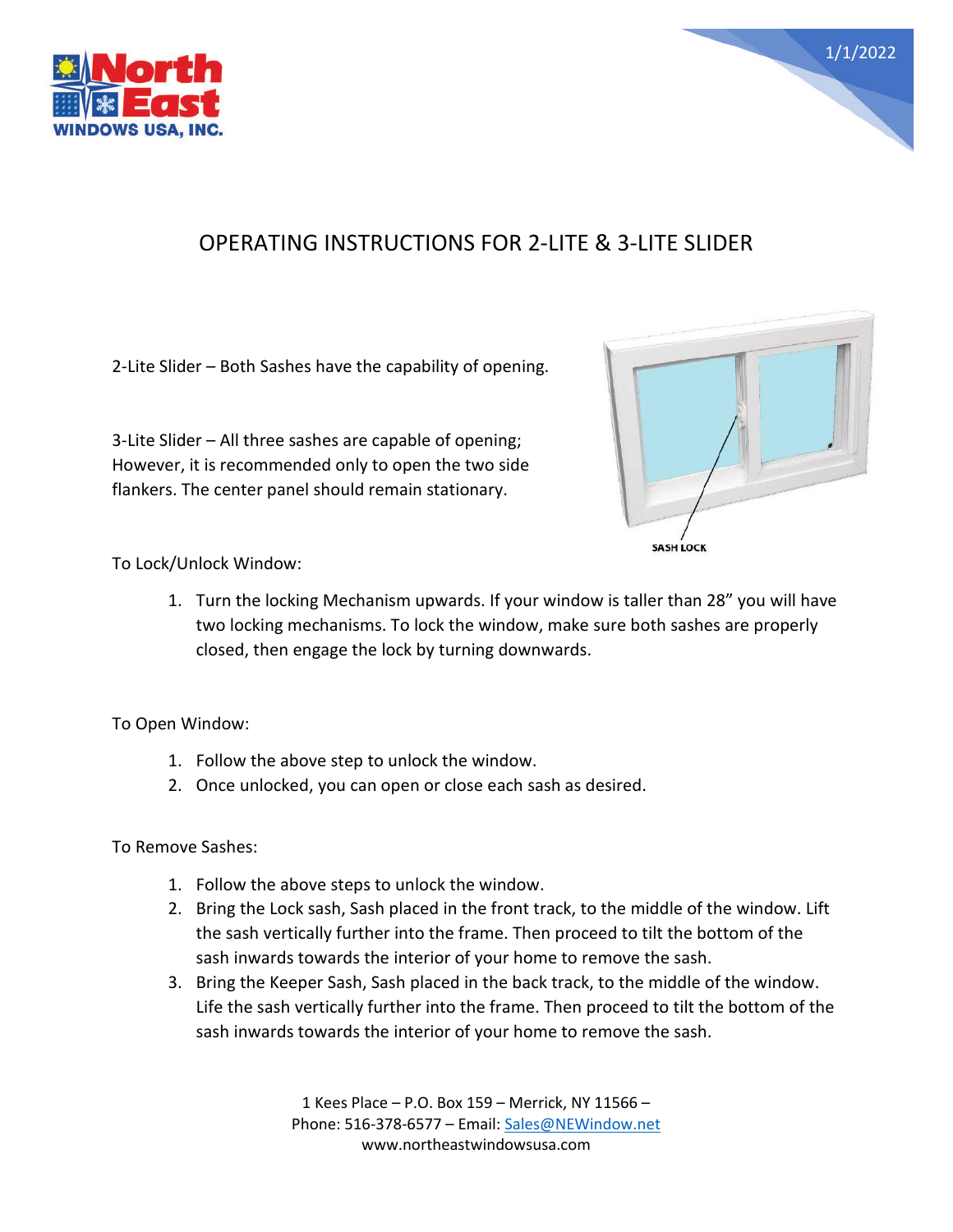# OPERATING INSTRUCTIONS FOR 2-LITE & 3-LITE SLIDER

2-Lite Slider – Both Sashes have the capability of opening.

3-Lite Slider – All three sashes are capable of opening; However, it is recommended only to open the two side flankers. The center panel should remain stationary.

SASH LOCK

To Lock/Unlock Window:

1. Turn the locking Mechanism upwards. If your window is taller than 28" you will have two locking mechanisms. To lock the window, make sure both sashes are properly closed, then engage the lock by turning downwards.

To Open Window:

1. Follow the above step to unlock the window.
2. Once unlocked, you can open or close each sash as desired.

To Remove Sashes:

1. Follow the above steps to unlock the window.
2. Bring the Lock sash, Sash placed in the front track, to the middle of the window. Lift the sash vertically further into the frame. Then proceed to tilt the bottom of the sash inwards towards the interior of your home to remove the sash.
3. Bring the Keeper Sash, Sash placed in the back track, to the middle of the window. Life the sash vertically further into the frame. Then proceed to tilt the bottom of the sash inwards towards the interior of your home to remove the sash.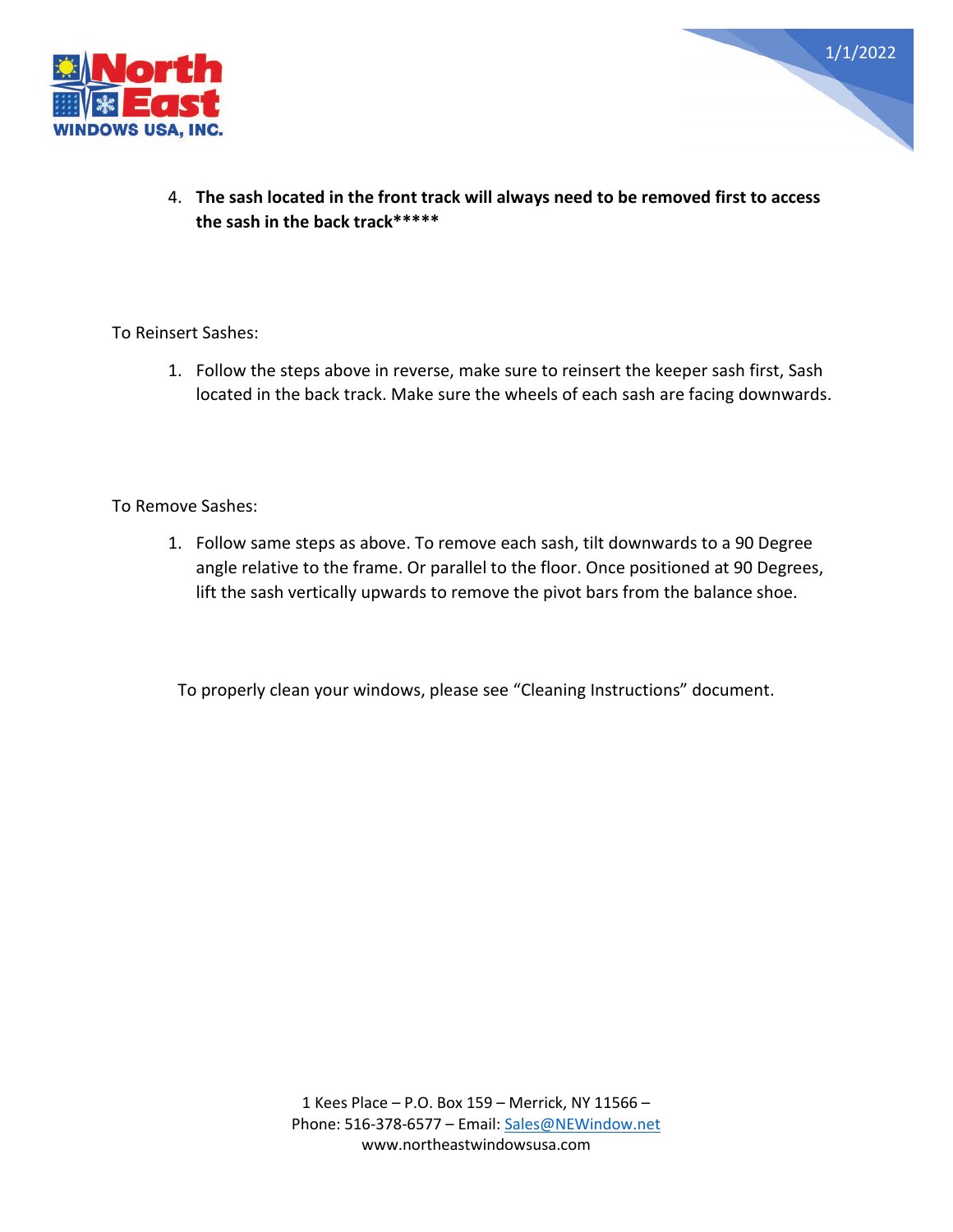4. **The sash located in the front track will always need to be removed first to access the sash in the back track*****

To Reinsert Sashes:

1. Follow the steps above in reverse, make sure to reinsert the keeper sash first, Sash located in the back track. Make sure the wheels of each sash are facing downwards.

To Remove Sashes:

1. Follow same steps as above. To remove each sash, tilt downwards to a 90 Degree angle relative to the frame. Or parallel to the floor. Once positioned at 90 Degrees, lift the sash vertically upwards to remove the pivot bars from the balance shoe.

To properly clean your windows, please see "Cleaning Instructions" document.

1 Kees Place – P.O. Box 159 – Merrick, NY 11566 –
Phone: 516-378-6577 – Email: Sales@NEWindow.net
www.northeastwindowsusa.com